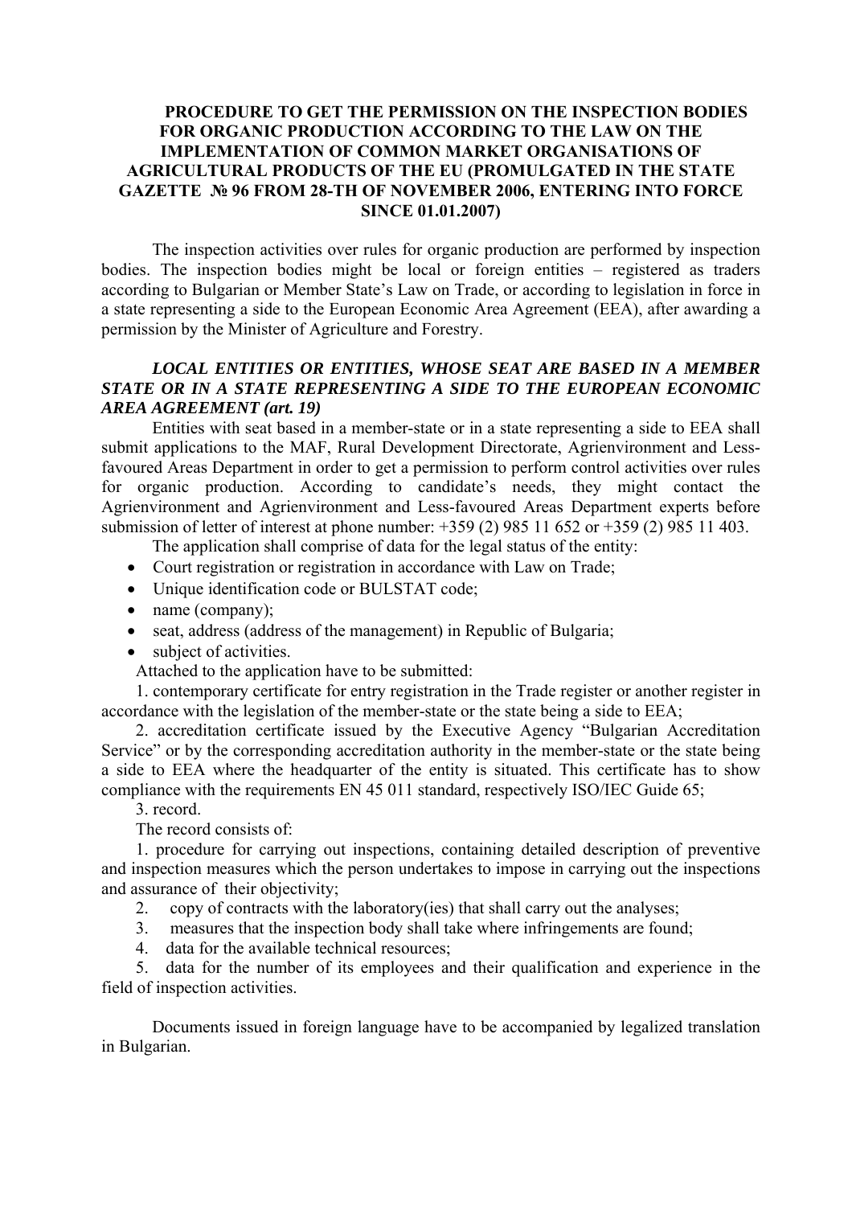# PROCEDURE TO GET THE PERMISSION ON THE INSPECTION BODIES FOR ORGANIC PRODUCTION ACCORDING TO THE LAW ON THE IMPLEMENTATION OF COMMON MARKET ORGANISATIONS OF AGRICULTURAL PRODUCTS OF THE EU (PROMULGATED IN THE STATE GAZETTE № 96 FROM 28-TH OF NOVEMBER 2006, ENTERING INTO FORCE SINCE 01.01.2007)

The inspection activities over rules for organic production are performed by inspection bodies. The inspection bodies might be local or foreign entities – registered as traders according to Bulgarian or Member State's Law on Trade, or according to legislation in force in a state representing a side to the European Economic Area Agreement (EEA), after awarding a permission by the Minister of Agriculture and Forestry.

## *LOCAL ENTITIES OR ENTITIES, WHOSE SEAT ARE BASED IN A MEMBER STATE OR IN A STATE REPRESENTING A SIDE TO THE EUROPEAN ECONOMIC AREA AGREEMENT (art. 19)*

Entities with seat based in a member-state or in a state representing a side to EEA shall submit applications to the MAF, Rural Development Directorate, Agrienvironment and Less-favoured Areas Department in order to get a permission to perform control activities over rules for organic production. According to candidate's needs, they might contact the Agrienvironment and Agrienvironment and Less-favoured Areas Department experts before submission of letter of interest at phone number: +359 (2) 985 11 652 or +359 (2) 985 11 403.

The application shall comprise of data for the legal status of the entity:

- Court registration or registration in accordance with Law on Trade;
- Unique identification code or BULSTAT code;
- name (company);
- seat, address (address of the management) in Republic of Bulgaria;
- subject of activities.

Attached to the application have to be submitted:

1. contemporary certificate for entry registration in the Trade register or another register in accordance with the legislation of the member-state or the state being a side to EEA;
2. accreditation certificate issued by the Executive Agency "Bulgarian Accreditation Service" or by the corresponding accreditation authority in the member-state or the state being a side to EEA where the headquarter of the entity is situated. This certificate has to show compliance with the requirements EN 45 011 standard, respectively ISO/IEC Guide 65;
3. record.

The record consists of:

1. procedure for carrying out inspections, containing detailed description of preventive and inspection measures which the person undertakes to impose in carrying out the inspections and assurance of their objectivity;
2. copy of contracts with the laboratory(ies) that shall carry out the analyses;
3. measures that the inspection body shall take where infringements are found;
4. data for the available technical resources;
5. data for the number of its employees and their qualification and experience in the field of inspection activities.

Documents issued in foreign language have to be accompanied by legalized translation in Bulgarian.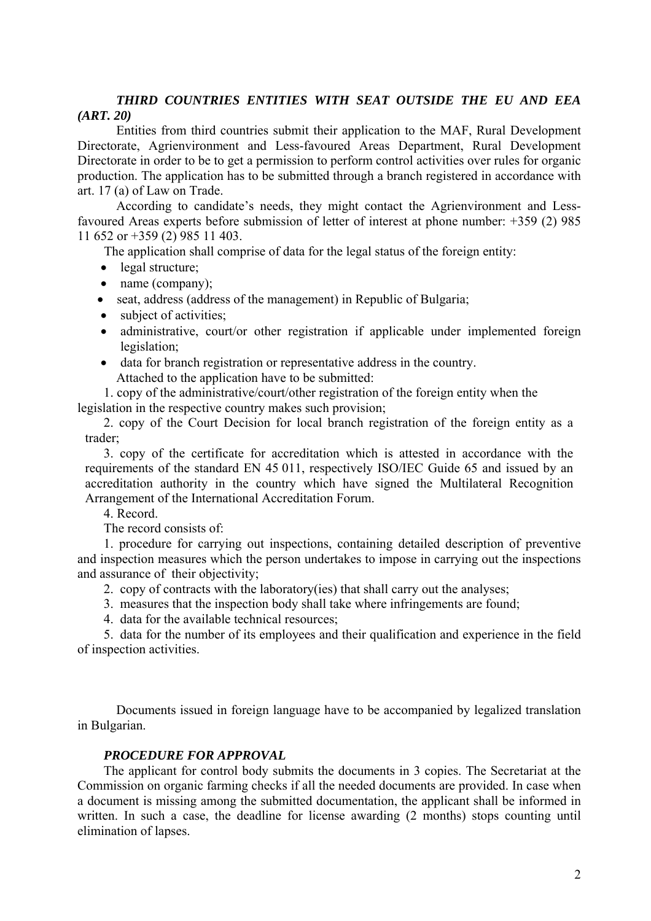### *THIRD COUNTRIES ENTITIES WITH SEAT OUTSIDE THE EU AND EEA (ART. 20)*

Entities from third countries submit their application to the MAF, Rural Development Directorate, Agrienvironment and Less-favoured Areas Department, Rural Development Directorate in order to be to get a permission to perform control activities over rules for organic production. The application has to be submitted through a branch registered in accordance with art. 17 (a) of Law on Trade.

According to candidate's needs, they might contact the Agrienvironment and Less-favoured Areas experts before submission of letter of interest at phone number: +359 (2) 985 11 652 or +359 (2) 985 11 403.

The application shall comprise of data for the legal status of the foreign entity:

- legal structure;
- name (company);
- seat, address (address of the management) in Republic of Bulgaria;
- subject of activities;
- administrative, court/or other registration if applicable under implemented foreign legislation;
- data for branch registration or representative address in the country.

Attached to the application have to be submitted:

1. copy of the administrative/court/other registration of the foreign entity when the legislation in the respective country makes such provision;
2. copy of the Court Decision for local branch registration of the foreign entity as a trader;
3. copy of the certificate for accreditation which is attested in accordance with the requirements of the standard EN 45 011, respectively ISO/IEC Guide 65 and issued by an accreditation authority in the country which have signed the Multilateral Recognition Arrangement of the International Accreditation Forum.
4. Record.

The record consists of:

1. procedure for carrying out inspections, containing detailed description of preventive and inspection measures which the person undertakes to impose in carrying out the inspections and assurance of their objectivity;
2. copy of contracts with the laboratory(ies) that shall carry out the analyses;
3. measures that the inspection body shall take where infringements are found;
4. data for the available technical resources;
5. data for the number of its employees and their qualification and experience in the field of inspection activities.

Documents issued in foreign language have to be accompanied by legalized translation in Bulgarian.

### *PROCEDURE FOR APPROVAL*

The applicant for control body submits the documents in 3 copies. The Secretariat at the Commission on organic farming checks if all the needed documents are provided. In case when a document is missing among the submitted documentation, the applicant shall be informed in written. In such a case, the deadline for license awarding (2 months) stops counting until elimination of lapses.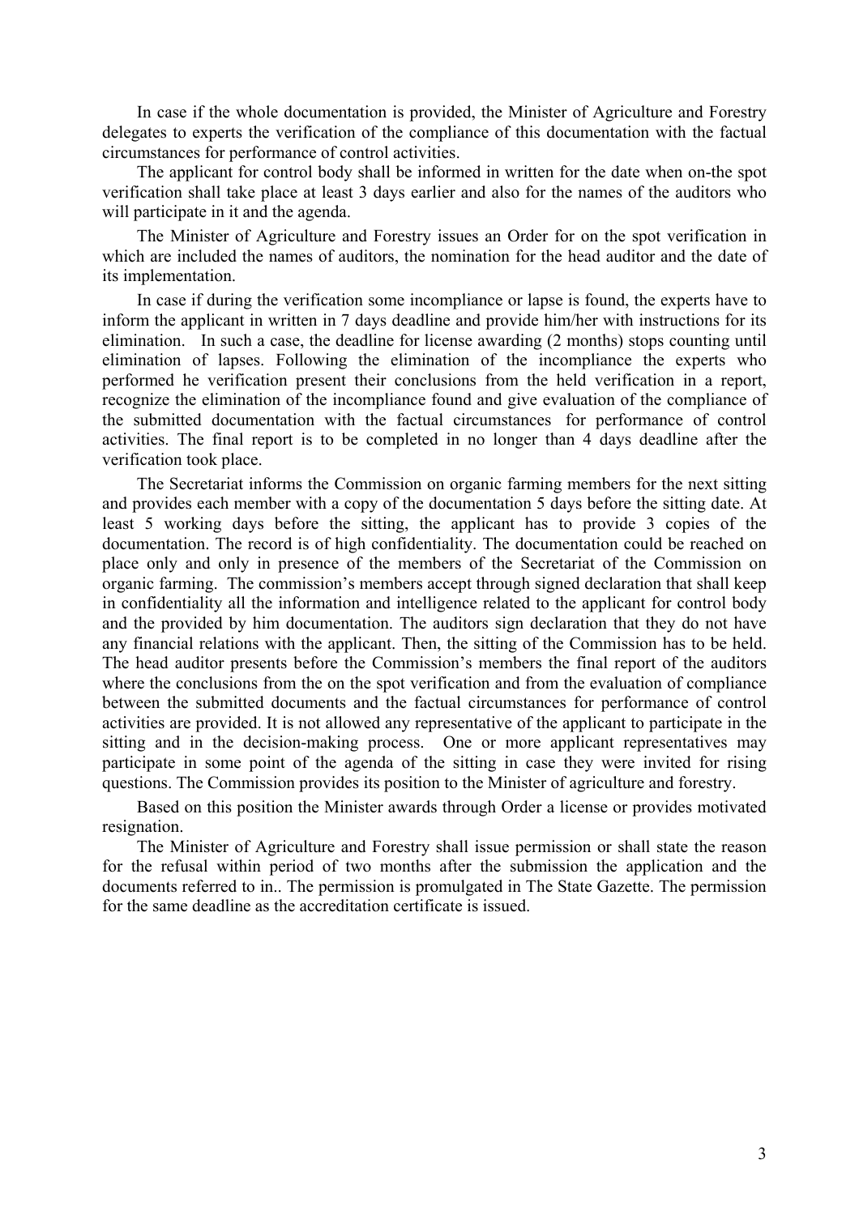In case if the whole documentation is provided, the Minister of Agriculture and Forestry delegates to experts the verification of the compliance of this documentation with the factual circumstances for performance of control activities.

The applicant for control body shall be informed in written for the date when on-the spot verification shall take place at least 3 days earlier and also for the names of the auditors who will participate in it and the agenda.

The Minister of Agriculture and Forestry issues an Order for on the spot verification in which are included the names of auditors, the nomination for the head auditor and the date of its implementation.

In case if during the verification some incompliance or lapse is found, the experts have to inform the applicant in written in 7 days deadline and provide him/her with instructions for its elimination. In such a case, the deadline for license awarding (2 months) stops counting until elimination of lapses. Following the elimination of the incompliance the experts who performed he verification present their conclusions from the held verification in a report, recognize the elimination of the incompliance found and give evaluation of the compliance of the submitted documentation with the factual circumstances for performance of control activities. The final report is to be completed in no longer than 4 days deadline after the verification took place.

The Secretariat informs the Commission on organic farming members for the next sitting and provides each member with a copy of the documentation 5 days before the sitting date. At least 5 working days before the sitting, the applicant has to provide 3 copies of the documentation. The record is of high confidentiality. The documentation could be reached on place only and only in presence of the members of the Secretariat of the Commission on organic farming. The commission's members accept through signed declaration that shall keep in confidentiality all the information and intelligence related to the applicant for control body and the provided by him documentation. The auditors sign declaration that they do not have any financial relations with the applicant. Then, the sitting of the Commission has to be held. The head auditor presents before the Commission's members the final report of the auditors where the conclusions from the on the spot verification and from the evaluation of compliance between the submitted documents and the factual circumstances for performance of control activities are provided. It is not allowed any representative of the applicant to participate in the sitting and in the decision-making process. One or more applicant representatives may participate in some point of the agenda of the sitting in case they were invited for rising questions. The Commission provides its position to the Minister of agriculture and forestry.

Based on this position the Minister awards through Order a license or provides motivated resignation.

The Minister of Agriculture and Forestry shall issue permission or shall state the reason for the refusal within period of two months after the submission the application and the documents referred to in.. The permission is promulgated in The State Gazette. The permission for the same deadline as the accreditation certificate is issued.